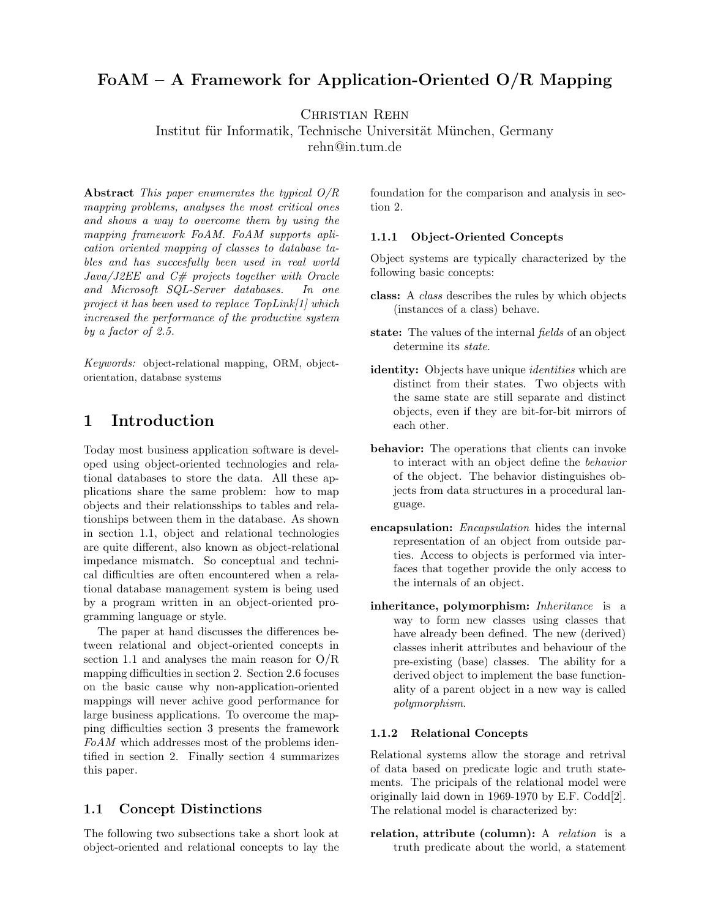# FoAM – A Framework for Application-Oriented O/R Mapping

Christian Rehn
Institut für Informatik, Technische Universität München, Germany
rehn@in.tum.de

**Abstract** *This paper enumerates the typical O/R mapping problems, analyses the most critical ones and shows a way to overcome them by using the mapping framework FoAM. FoAM supports aplication oriented mapping of classes to database tables and has succesfully been used in real world Java/J2EE and C# projects together with Oracle and Microsoft SQL-Server databases. In one project it has been used to replace TopLink[1] which increased the performance of the productive system by a factor of 2.5.*

*Keywords:* object-relational mapping, ORM, object-orientation, database systems

## 1 Introduction

Today most business application software is developed using object-oriented technologies and relational databases to store the data. All these applications share the same problem: how to map objects and their relationsships to tables and relationships between them in the database. As shown in section 1.1, object and relational technologies are quite different, also known as object-relational impedance mismatch. So conceptual and technical difficulties are often encountered when a relational database management system is being used by a program written in an object-oriented programming language or style.

The paper at hand discusses the differences between relational and object-oriented concepts in section 1.1 and analyses the main reason for O/R mapping difficulties in section 2. Section 2.6 focuses on the basic cause why non-application-oriented mappings will never achive good performance for large business applications. To overcome the mapping difficulties section 3 presents the framework *FoAM* which addresses most of the problems identified in section 2. Finally section 4 summarizes this paper.

### 1.1 Concept Distinctions

The following two subsections take a short look at object-oriented and relational concepts to lay the foundation for the comparison and analysis in section 2.

#### 1.1.1 Object-Oriented Concepts

Object systems are typically characterized by the following basic concepts:

**class:** A *class* describes the rules by which objects (instances of a class) behave.

**state:** The values of the internal *fields* of an object determine its *state*.

**identity:** Objects have unique *identities* which are distinct from their states. Two objects with the same state are still separate and distinct objects, even if they are bit-for-bit mirrors of each other.

**behavior:** The operations that clients can invoke to interact with an object define the *behavior* of the object. The behavior distinguishes objects from data structures in a procedural language.

**encapsulation:** *Encapsulation* hides the internal representation of an object from outside parties. Access to objects is performed via interfaces that together provide the only access to the internals of an object.

**inheritance, polymorphism:** *Inheritance* is a way to form new classes using classes that have already been defined. The new (derived) classes inherit attributes and behaviour of the pre-existing (base) classes. The ability for a derived object to implement the base functionality of a parent object in a new way is called *polymorphism*.

#### 1.1.2 Relational Concepts

Relational systems allow the storage and retrival of data based on predicate logic and truth statements. The pricipals of the relational model were originally laid down in 1969-1970 by E.F. Codd[2]. The relational model is characterized by:

**relation, attribute (column):** A *relation* is a truth predicate about the world, a statement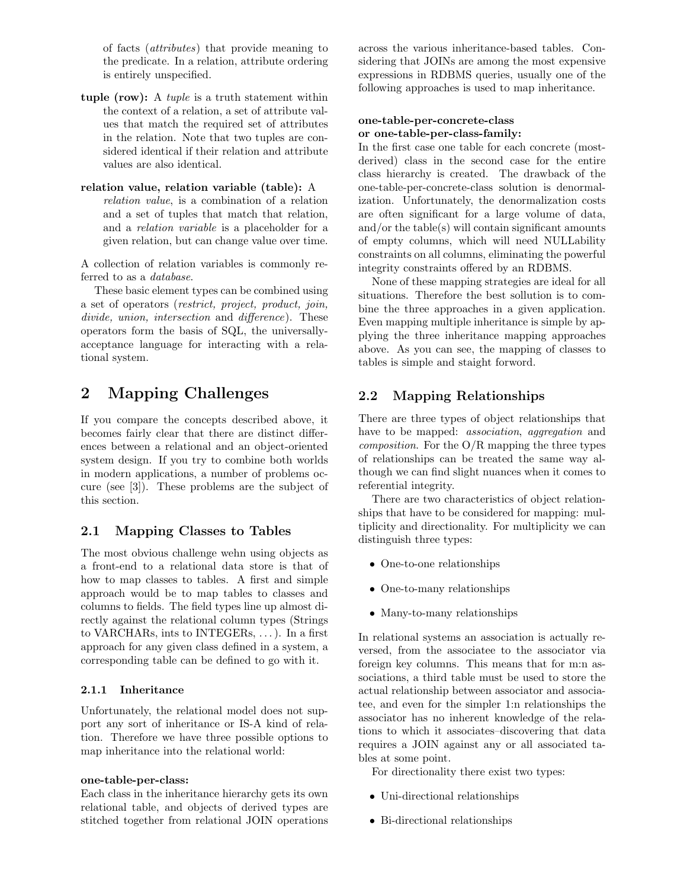of facts (*attributes*) that provide meaning to the predicate. In a relation, attribute ordering is entirely unspecified.

**tuple (row):** A *tuple* is a truth statement within the context of a relation, a set of attribute values that match the required set of attributes in the relation. Note that two tuples are considered identical if their relation and attribute values are also identical.

**relation value, relation variable (table):** A *relation value*, is a combination of a relation and a set of tuples that match that relation, and a *relation variable* is a placeholder for a given relation, but can change value over time.

A collection of relation variables is commonly referred to as a *database*.

These basic element types can be combined using a set of operators (*restrict, project, product, join, divide, union, intersection* and *difference*). These operators form the basis of SQL, the universally-acceptance language for interacting with a relational system.

# 2 Mapping Challenges

If you compare the concepts described above, it becomes fairly clear that there are distinct differences between a relational and an object-oriented system design. If you try to combine both worlds in modern applications, a number of problems occure (see [3]). These problems are the subject of this section.

## 2.1 Mapping Classes to Tables

The most obvious challenge wehn using objects as a front-end to a relational data store is that of how to map classes to tables. A first and simple approach would be to map tables to classes and columns to fields. The field types line up almost directly against the relational column types (Strings to VARCHARs, ints to INTEGERs, . . . ). In a first approach for any given class defined in a system, a corresponding table can be defined to go with it.

### 2.1.1 Inheritance

Unfortunately, the relational model does not support any sort of inheritance or IS-A kind of relation. Therefore we have three possible options to map inheritance into the relational world:

**one-table-per-class:**
Each class in the inheritance hierarchy gets its own relational table, and objects of derived types are stitched together from relational JOIN operations across the various inheritance-based tables. Considering that JOINs are among the most expensive expressions in RDBMS queries, usually one of the following approaches is used to map inheritance.

**one-table-per-concrete-class or one-table-per-class-family:**
In the first case one table for each concrete (most-derived) class in the second case for the entire class hierarchy is created. The drawback of the one-table-per-concrete-class solution is denormalization. Unfortunately, the denormalization costs are often significant for a large volume of data, and/or the table(s) will contain significant amounts of empty columns, which will need NULLability constraints on all columns, eliminating the powerful integrity constraints offered by an RDBMS.

None of these mapping strategies are ideal for all situations. Therefore the best sollution is to combine the three approaches in a given application. Even mapping multiple inheritance is simple by applying the three inheritance mapping approaches above. As you can see, the mapping of classes to tables is simple and staight forword.

## 2.2 Mapping Relationships

There are three types of object relationships that have to be mapped: *association*, *aggregation* and *composition*. For the O/R mapping the three types of relationships can be treated the same way although we can find slight nuances when it comes to referential integrity.

There are two characteristics of object relationships that have to be considered for mapping: multiplicity and directionality. For multiplicity we can distinguish three types:

- One-to-one relationships
- One-to-many relationships
- Many-to-many relationships

In relational systems an association is actually reversed, from the associatee to the associator via foreign key columns. This means that for m:n associations, a third table must be used to store the actual relationship between associator and associatee, and even for the simpler 1:n relationships the associator has no inherent knowledge of the relations to which it associates–discovering that data requires a JOIN against any or all associated tables at some point.

For directionality there exist two types:

- Uni-directional relationships
- Bi-directional relationships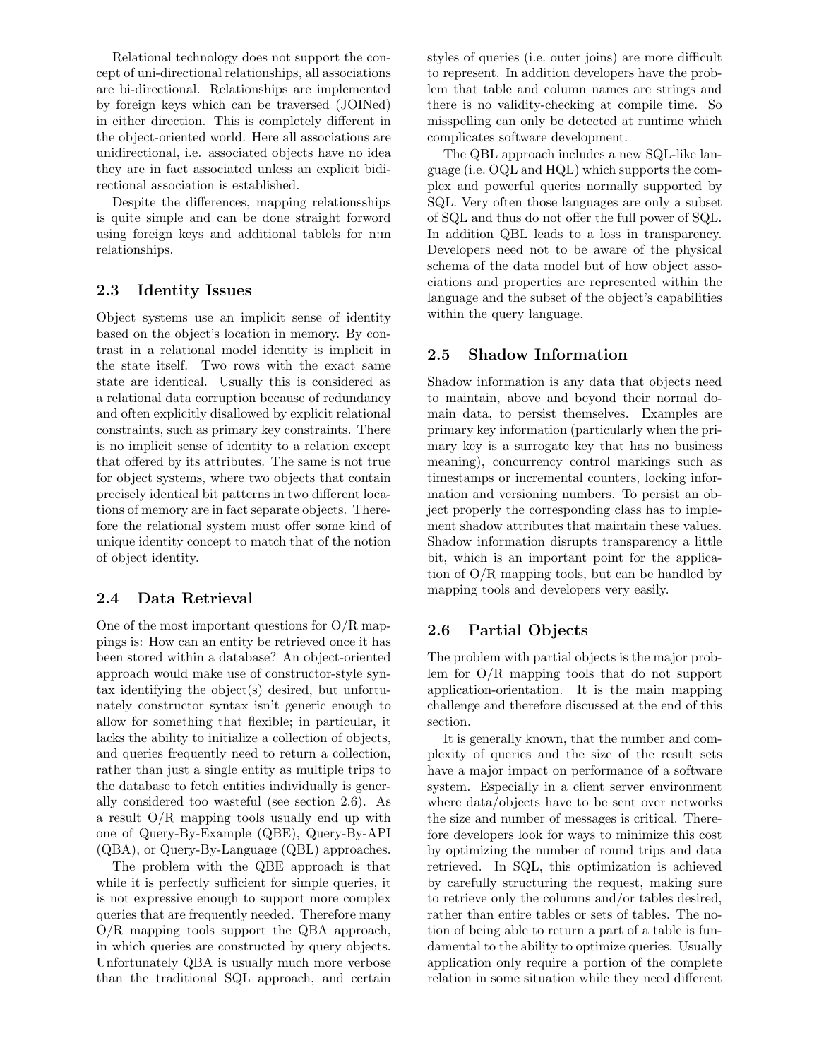Relational technology does not support the concept of uni-directional relationships, all associations are bi-directional. Relationships are implemented by foreign keys which can be traversed (JOINed) in either direction. This is completely different in the object-oriented world. Here all associations are unidirectional, i.e. associated objects have no idea they are in fact associated unless an explicit bidirectional association is established.

Despite the differences, mapping relationsships is quite simple and can be done straight forword using foreign keys and additional tablels for n:m relationships.

### 2.3 Identity Issues

Object systems use an implicit sense of identity based on the object's location in memory. By contrast in a relational model identity is implicit in the state itself. Two rows with the exact same state are identical. Usually this is considered as a relational data corruption because of redundancy and often explicitly disallowed by explicit relational constraints, such as primary key constraints. There is no implicit sense of identity to a relation except that offered by its attributes. The same is not true for object systems, where two objects that contain precisely identical bit patterns in two different locations of memory are in fact separate objects. Therefore the relational system must offer some kind of unique identity concept to match that of the notion of object identity.

### 2.4 Data Retrieval

One of the most important questions for O/R mappings is: How can an entity be retrieved once it has been stored within a database? An object-oriented approach would make use of constructor-style syntax identifying the object(s) desired, but unfortunately constructor syntax isn't generic enough to allow for something that flexible; in particular, it lacks the ability to initialize a collection of objects, and queries frequently need to return a collection, rather than just a single entity as multiple trips to the database to fetch entities individually is generally considered too wasteful (see section 2.6). As a result O/R mapping tools usually end up with one of Query-By-Example (QBE), Query-By-API (QBA), or Query-By-Language (QBL) approaches.

The problem with the QBE approach is that while it is perfectly sufficient for simple queries, it is not expressive enough to support more complex queries that are frequently needed. Therefore many O/R mapping tools support the QBA approach, in which queries are constructed by query objects. Unfortunately QBA is usually much more verbose than the traditional SQL approach, and certain styles of queries (i.e. outer joins) are more difficult to represent. In addition developers have the problem that table and column names are strings and there is no validity-checking at compile time. So misspelling can only be detected at runtime which complicates software development.

The QBL approach includes a new SQL-like language (i.e. OQL and HQL) which supports the complex and powerful queries normally supported by SQL. Very often those languages are only a subset of SQL and thus do not offer the full power of SQL. In addition QBL leads to a loss in transparency. Developers need not to be aware of the physical schema of the data model but of how object associations and properties are represented within the language and the subset of the object's capabilities within the query language.

### 2.5 Shadow Information

Shadow information is any data that objects need to maintain, above and beyond their normal domain data, to persist themselves. Examples are primary key information (particularly when the primary key is a surrogate key that has no business meaning), concurrency control markings such as timestamps or incremental counters, locking information and versioning numbers. To persist an object properly the corresponding class has to implement shadow attributes that maintain these values. Shadow information disrupts transparency a little bit, which is an important point for the application of O/R mapping tools, but can be handled by mapping tools and developers very easily.

### 2.6 Partial Objects

The problem with partial objects is the major problem for O/R mapping tools that do not support application-orientation. It is the main mapping challenge and therefore discussed at the end of this section.

It is generally known, that the number and complexity of queries and the size of the result sets have a major impact on performance of a software system. Especially in a client server environment where data/objects have to be sent over networks the size and number of messages is critical. Therefore developers look for ways to minimize this cost by optimizing the number of round trips and data retrieved. In SQL, this optimization is achieved by carefully structuring the request, making sure to retrieve only the columns and/or tables desired, rather than entire tables or sets of tables. The notion of being able to return a part of a table is fundamental to the ability to optimize queries. Usually application only require a portion of the complete relation in some situation while they need different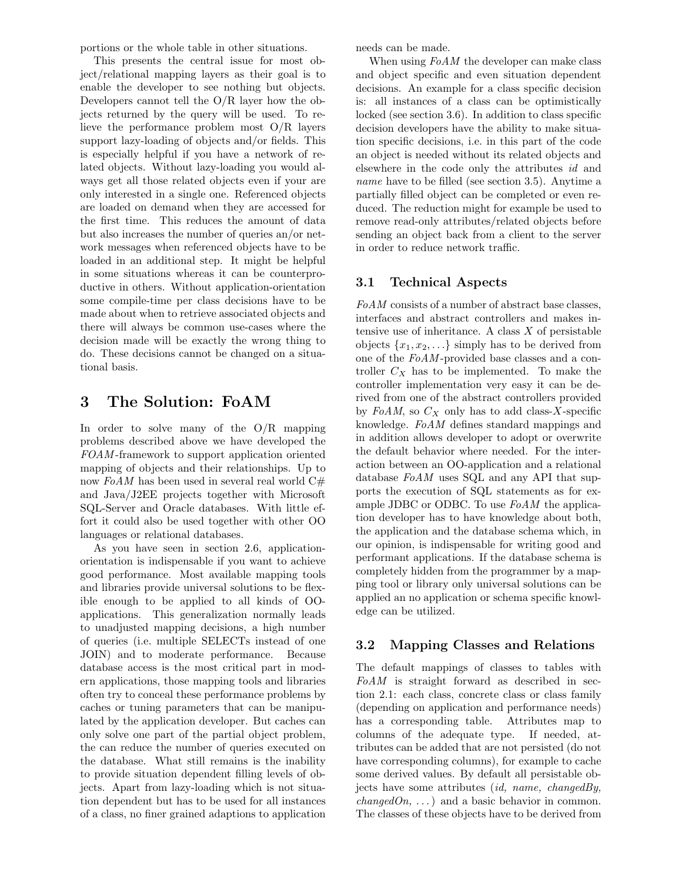portions or the whole table in other situations.

This presents the central issue for most object/relational mapping layers as their goal is to enable the developer to see nothing but objects. Developers cannot tell the O/R layer how the objects returned by the query will be used. To relieve the performance problem most O/R layers support lazy-loading of objects and/or fields. This is especially helpful if you have a network of related objects. Without lazy-loading you would always get all those related objects even if your are only interested in a single one. Referenced objects are loaded on demand when they are accessed for the first time. This reduces the amount of data but also increases the number of queries an/or network messages when referenced objects have to be loaded in an additional step. It might be helpful in some situations whereas it can be counterproductive in others. Without application-orientation some compile-time per class decisions have to be made about when to retrieve associated objects and there will always be common use-cases where the decision made will be exactly the wrong thing to do. These decisions cannot be changed on a situational basis.

# 3 The Solution: FoAM

In order to solve many of the O/R mapping problems described above we have developed the *FOAM*-framework to support application oriented mapping of objects and their relationships. Up to now *FoAM* has been used in several real world C# and Java/J2EE projects together with Microsoft SQL-Server and Oracle databases. With little effort it could also be used together with other OO languages or relational databases.

As you have seen in section 2.6, application-orientation is indispensable if you want to achieve good performance. Most available mapping tools and libraries provide universal solutions to be flexible enough to be applied to all kinds of OO-applications. This generalization normally leads to unadjusted mapping decisions, a high number of queries (i.e. multiple SELECTs instead of one JOIN) and to moderate performance. Because database access is the most critical part in modern applications, those mapping tools and libraries often try to conceal these performance problems by caches or tuning parameters that can be manipulated by the application developer. But caches can only solve one part of the partial object problem, the can reduce the number of queries executed on the database. What still remains is the inability to provide situation dependent filling levels of objects. Apart from lazy-loading which is not situation dependent but has to be used for all instances of a class, no finer grained adaptions to application needs can be made.

When using *FoAM* the developer can make class and object specific and even situation dependent decisions. An example for a class specific decision is: all instances of a class can be optimistically locked (see section 3.6). In addition to class specific decision developers have the ability to make situation specific decisions, i.e. in this part of the code an object is needed without its related objects and elsewhere in the code only the attributes *id* and *name* have to be filled (see section 3.5). Anytime a partially filled object can be completed or even reduced. The reduction might for example be used to remove read-only attributes/related objects before sending an object back from a client to the server in order to reduce network traffic.

## 3.1 Technical Aspects

*FoAM* consists of a number of abstract base classes, interfaces and abstract controllers and makes intensive use of inheritance. A class $X$ of persistable objects $\{x_1, x_2, \ldots\}$ simply has to be derived from one of the *FoAM*-provided base classes and a controller $C_X$ has to be implemented. To make the controller implementation very easy it can be derived from one of the abstract controllers provided by *FoAM*, so $C_X$ only has to add class-$X$-specific knowledge. *FoAM* defines standard mappings and in addition allows developer to adopt or overwrite the default behavior where needed. For the interaction between an OO-application and a relational database *FoAM* uses SQL and any API that supports the execution of SQL statements as for example JDBC or ODBC. To use *FoAM* the application developer has to have knowledge about both, the application and the database schema which, in our opinion, is indispensable for writing good and performant applications. If the database schema is completely hidden from the programmer by a mapping tool or library only universal solutions can be applied an no application or schema specific knowledge can be utilized.

## 3.2 Mapping Classes and Relations

The default mappings of classes to tables with *FoAM* is straight forward as described in section 2.1: each class, concrete class or class family (depending on application and performance needs) has a corresponding table. Attributes map to columns of the adequate type. If needed, attributes can be added that are not persisted (do not have corresponding columns), for example to cache some derived values. By default all persistable objects have some attributes (*id, name, changedBy, changedOn, ...*) and a basic behavior in common. The classes of these objects have to be derived from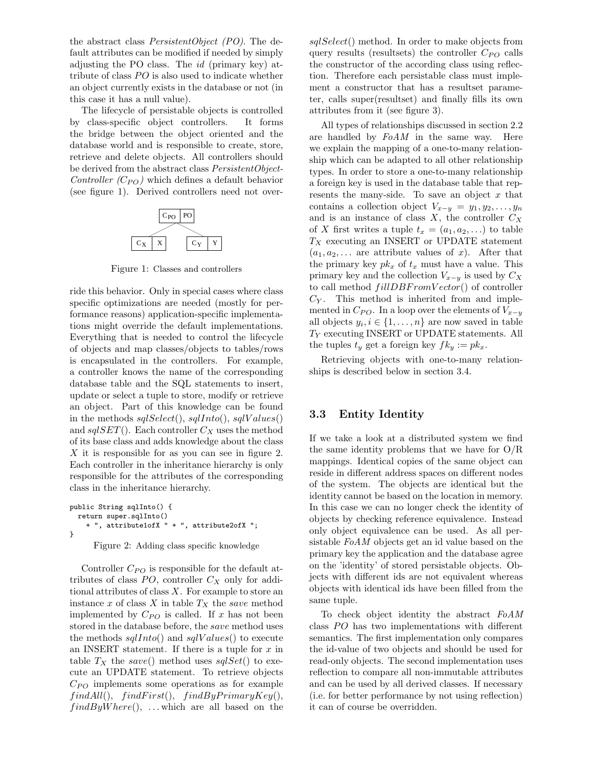the abstract class *PersistentObject (PO)*. The default attributes can be modified if needed by simply adjusting the PO class. The *id* (primary key) attribute of class *PO* is also used to indicate whether an object currently exists in the database or not (in this case it has a null value).

The lifecycle of persistable objects is controlled by class-specific object controllers. It forms the bridge between the object oriented and the database world and is responsible to create, store, retrieve and delete objects. All controllers should be derived from the abstract class *PersistentObjectController* ($C_{PO}$) which defines a default behavior (see figure 1). Derived controllers need not override this behavior. Only in special cases where class specific optimizations are needed (mostly for performance reasons) application-specific implementations might override the default implementations. Everything that is needed to control the lifecycle of objects and map classes/objects to tables/rows is encapsulated in the controllers. For example, a controller knows the name of the corresponding database table and the SQL statements to insert, update or select a tuple to store, modify or retrieve an object. Part of this knowledge can be found in the methods $sqlSelect()$, $sqlInto()$, $sqlValues()$ and $sqlSET()$. Each controller $C_X$ uses the method of its base class and adds knowledge about the class $X$ it is responsible for as you can see in figure 2. Each controller in the inheritance hierarchy is only responsible for the attributes of the corresponding class in the inheritance hierarchy.

Figure 1: Classes and controllers

```
public String sqlInto() {
  return super.sqlInto()
    + ", attribute1ofX " + ", attribute2ofX ";
}
```

Figure 2: Adding class specific knowledge

Controller $C_{PO}$ is responsible for the default attributes of class *PO*, controller $C_X$ only for additional attributes of class $X$. For example to store an instance $x$ of class $X$ in table $T_X$ the *save* method implemented by $C_{PO}$ is called. If $x$ has not been stored in the database before, the *save* method uses the methods $sqlInto()$ and $sqlValues()$ to execute an INSERT statement. If there is a tuple for $x$ in table $T_X$ the $save()$ method uses $sqlSet()$ to execute an UPDATE statement. To retrieve objects $C_{PO}$ implements some operations as for example $findAll()$, $findFirst()$, $findByPrimaryKey()$, $findByWhere()$, ... which are all based on the $sqlSelect()$ method. In order to make objects from query results (resultsets) the controller $C_{PO}$ calls the constructor of the according class using reflection. Therefore each persistable class must implement a constructor that has a resultset parameter, calls super(resultset) and finally fills its own attributes from it (see figure 3).

All types of relationships discussed in section 2.2 are handled by *FoAM* in the same way. Here we explain the mapping of a one-to-many relationship which can be adapted to all other relationship types. In order to store a one-to-many relationship a foreign key is used in the database table that represents the many-side. To save an object $x$ that contains a collection object $V_{x-y} = y_1, y_2, \ldots, y_n$ and is an instance of class $X$, the controller $C_X$ of $X$ first writes a tuple $t_x = (a_1, a_2, \ldots)$ to table $T_X$ executing an INSERT or UPDATE statement ($a_1, a_2, \ldots$ are attribute values of $x$). After that the primary key $pk_x$ of $t_x$ must have a value. This primary key and the collection $V_{x-y}$ is used by $C_X$ to call method $fillDBFromVector()$ of controller $C_Y$. This method is inherited from and implemented in $C_{PO}$. In a loop over the elements of $V_{x-y}$ all objects $y_i, i \in \{1, \ldots, n\}$ are now saved in table $T_Y$ executing INSERT or UPDATE statements. All the tuples $t_y$ get a foreign key $fk_y := pk_x$.

Retrieving objects with one-to-many relationships is described below in section 3.4.

### 3.3 Entity Identity

If we take a look at a distributed system we find the same identity problems that we have for O/R mappings. Identical copies of the same object can reside in different address spaces on different nodes of the system. The objects are identical but the identity cannot be based on the location in memory. In this case we can no longer check the identity of objects by checking reference equivalence. Instead only object equivalence can be used. As all persistable *FoAM* objects get an id value based on the primary key the application and the database agree on the 'identity' of stored persistable objects. Objects with different ids are not equivalent whereas objects with identical ids have been filled from the same tuple.

To check object identity the abstract *FoAM* class *PO* has two implementations with different semantics. The first implementation only compares the id-value of two objects and should be used for read-only objects. The second implementation uses reflection to compare all non-immutable attributes and can be used by all derived classes. If necessary (i.e. for better performance by not using reflection) it can of course be overridden.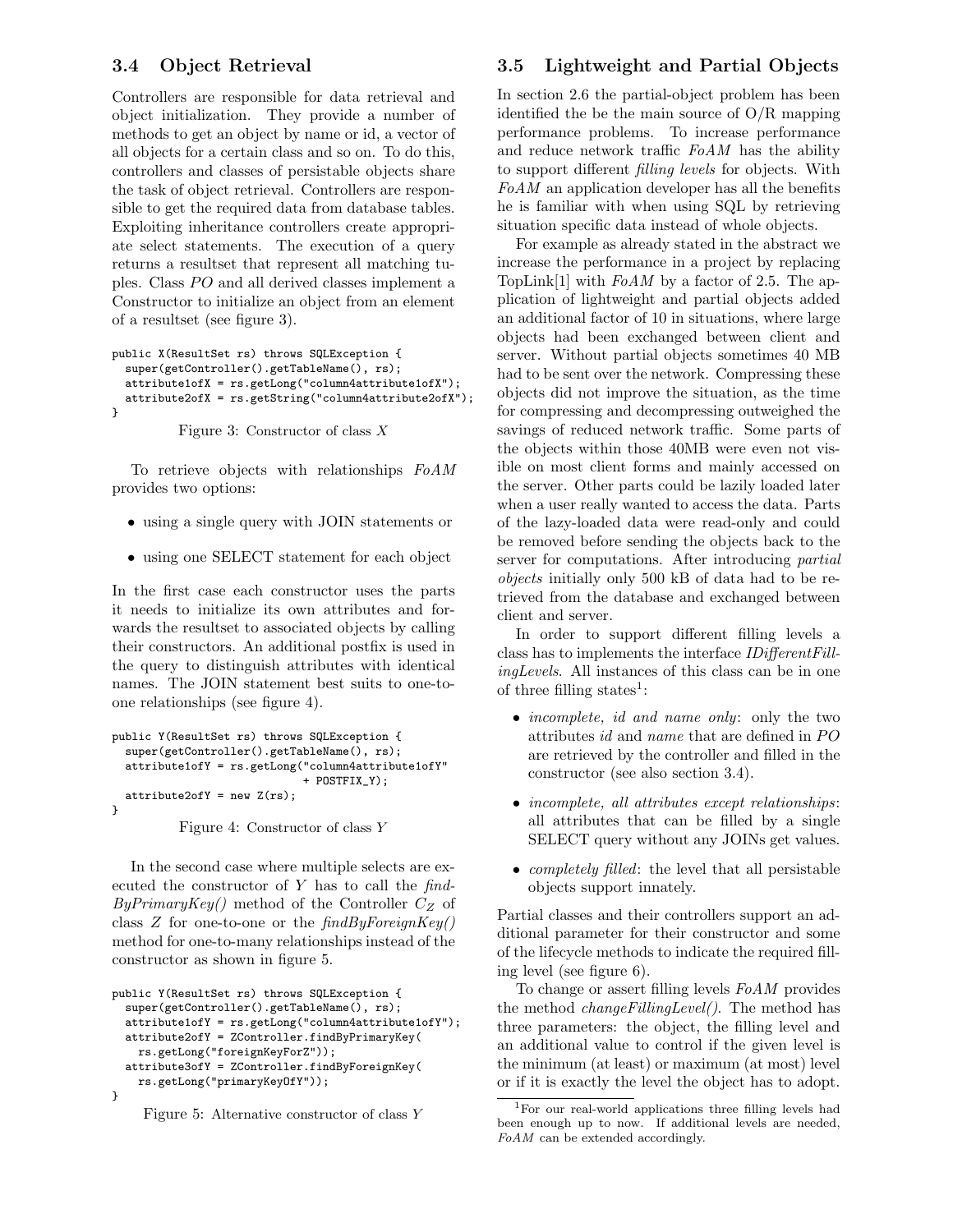### 3.4 Object Retrieval

Controllers are responsible for data retrieval and object initialization. They provide a number of methods to get an object by name or id, a vector of all objects for a certain class and so on. To do this, controllers and classes of persistable objects share the task of object retrieval. Controllers are responsible to get the required data from database tables. Exploiting inheritance controllers create appropriate select statements. The execution of a query returns a resultset that represent all matching tuples. Class *PO* and all derived classes implement a Constructor to initialize an object from an element of a resultset (see figure 3).

```
public X(ResultSet rs) throws SQLException {
  super(getController().getTableName(), rs);
  attribute1ofX = rs.getLong("column4attribute1ofX");
  attribute2ofX = rs.getString("column4attribute2ofX");
}
```

Figure 3: Constructor of class $X$

To retrieve objects with relationships *FoAM* provides two options:

- using a single query with JOIN statements or
- using one SELECT statement for each object

In the first case each constructor uses the parts it needs to initialize its own attributes and forwards the resultset to associated objects by calling their constructors. An additional postfix is used in the query to distinguish attributes with identical names. The JOIN statement best suits to one-to-one relationships (see figure 4).

```
public Y(ResultSet rs) throws SQLException {
  super(getController().getTableName(), rs);
  attribute1ofY = rs.getLong("column4attribute1ofY"
                              + POSTFIX_Y);
  attribute2ofY = new Z(rs);
}
```

Figure 4: Constructor of class $Y$

In the second case where multiple selects are executed the constructor of $Y$ has to call the *findByPrimaryKey()* method of the Controller $C_Z$ of class $Z$ for one-to-one or the *findByForeignKey()* method for one-to-many relationships instead of the constructor as shown in figure 5.

```
public Y(ResultSet rs) throws SQLException {
  super(getController().getTableName(), rs);
  attribute1ofY = rs.getLong("column4attribute1ofY");
  attribute2ofY = ZController.findByPrimaryKey(
    rs.getLong("foreignKeyForZ"));
  attribute3ofY = ZController.findByForeignKey(
    rs.getLong("primaryKeyOfY"));
}
```

Figure 5: Alternative constructor of class $Y$

### 3.5 Lightweight and Partial Objects

In section 2.6 the partial-object problem has been identified the be the main source of O/R mapping performance problems. To increase performance and reduce network traffic *FoAM* has the ability to support different *filling levels* for objects. With *FoAM* an application developer has all the benefits he is familiar with when using SQL by retrieving situation specific data instead of whole objects.

For example as already stated in the abstract we increase the performance in a project by replacing TopLink[1] with *FoAM* by a factor of 2.5. The application of lightweight and partial objects added an additional factor of 10 in situations, where large objects had been exchanged between client and server. Without partial objects sometimes 40 MB had to be sent over the network. Compressing these objects did not improve the situation, as the time for compressing and decompressing outweighed the savings of reduced network traffic. Some parts of the objects within those 40MB were even not visible on most client forms and mainly accessed on the server. Other parts could be lazily loaded later when a user really wanted to access the data. Parts of the lazy-loaded data were read-only and could be removed before sending the objects back to the server for computations. After introducing *partial objects* initially only 500 kB of data had to be retrieved from the database and exchanged between client and server.

In order to support different filling levels a class has to implements the interface *IDifferentFillingLevels*. All instances of this class can be in one of three filling states[1]:

- *incomplete, id and name only*: only the two attributes *id* and *name* that are defined in *PO* are retrieved by the controller and filled in the constructor (see also section 3.4).
- *incomplete, all attributes except relationships*: all attributes that can be filled by a single SELECT query without any JOINs get values.
- *completely filled*: the level that all persistable objects support innately.

Partial classes and their controllers support an additional parameter for their constructor and some of the lifecycle methods to indicate the required filling level (see figure 6).

To change or assert filling levels *FoAM* provides the method *changeFillingLevel()*. The method has three parameters: the object, the filling level and an additional value to control if the given level is the minimum (at least) or maximum (at most) level or if it is exactly the level the object has to adopt.

[1] For our real-world applications three filling levels had been enough up to now. If additional levels are needed, *FoAM* can be extended accordingly.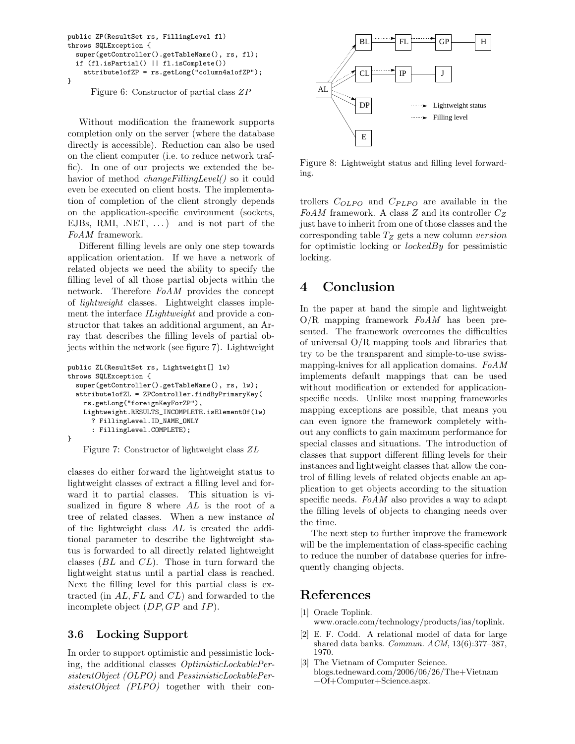```
public ZP(ResultSet rs, FillingLevel fl)
throws SQLException {
  super(getController().getTableName(), rs, fl);
  if (fl.isPartial() || fl.isComplete())
    attribute1ofZP = rs.getLong("column4a1ofZP");
}
```

Figure 6: Constructor of partial class *ZP*

Without modification the framework supports completion only on the server (where the database directly is accessible). Reduction can also be used on the client computer (i.e. to reduce network traffic). In one of our projects we extended the behavior of method *changeFillingLevel()* so it could even be executed on client hosts. The implementation of completion of the client strongly depends on the application-specific environment (sockets, EJBs, RMI, .NET, ...) and is not part of the *FoAM* framework.

Different filling levels are only one step towards application orientation. If we have a network of related objects we need the ability to specify the filling level of all those partial objects within the network. Therefore *FoAM* provides the concept of *lightweight* classes. Lightweight classes implement the interface *ILightweight* and provide a constructor that takes an additional argument, an Array that describes the filling levels of partial objects within the network (see figure 7). Lightweight

```
public ZL(ResultSet rs, Lightweight[] lw)
throws SQLException {
  super(getController().getTableName(), rs, lw);
  attribute1ofZL = ZPController.findByPrimaryKey(
    rs.getLong("foreignKeyForZP"),
    Lightweight.RESULTS_INCOMPLETE.isElementOf(lw)
      ? FillingLevel.ID_NAME_ONLY
      : FillingLevel.COMPLETE);
}
```

Figure 7: Constructor of lightweight class *ZL*

classes do either forward the lightweight status to lightweight classes of extract a filling level and forward it to partial classes. This situation is visualized in figure 8 where *AL* is the root of a tree of related classes. When a new instance *al* of the lightweight class *AL* is created the additional parameter to describe the lightweight status is forwarded to all directly related lightweight classes (*BL* and *CL*). Those in turn forward the lightweight status until a partial class is reached. Next the filling level for this partial class is extracted (in *AL*, *FL* and *CL*) and forwarded to the incomplete object (*DP*, *GP* and *IP*).

### 3.6 Locking Support

In order to support optimistic and pessimistic locking, the additional classes *OptimisticLockablePersistentObject (OLPO)* and *PessimisticLockablePersistentObject (PLPO)* together with their controllers $C_{OLPO}$ and $C_{PLPO}$ are available in the *FoAM* framework. A class $Z$ and its controller $C_Z$ just have to inherit from one of those classes and the corresponding table $T_Z$ gets a new column *version* for optimistic locking or *lockedBy* for pessimistic locking.

BL
FL
GP
H
CL
IP
J
AL
DP
E
Lightweight status
Filling level

Figure 8: Lightweight status and filling level forwarding.

## 4 Conclusion

In the paper at hand the simple and lightweight O/R mapping framework *FoAM* has been presented. The framework overcomes the difficulties of universal O/R mapping tools and libraries that try to be the transparent and simple-to-use swiss-mapping-knives for all application domains. *FoAM* implements default mappings that can be used without modification or extended for application-specific needs. Unlike most mapping frameworks mapping exceptions are possible, that means you can even ignore the framework completely without any conflicts to gain maximum performance for special classes and situations. The introduction of classes that support different filling levels for their instances and lightweight classes that allow the control of filling levels of related objects enable an application to get objects according to the situation specific needs. *FoAM* also provides a way to adapt the filling levels of objects to changing needs over the time.

The next step to further improve the framework will be the implementation of class-specific caching to reduce the number of database queries for infrequently changing objects.

## References

[1] Oracle Toplink. www.oracle.com/technology/products/ias/toplink.

[2] E. F. Codd. A relational model of data for large shared data banks. *Commun. ACM*, 13(6):377–387, 1970.

[3] The Vietnam of Computer Science. blogs.tedneward.com/2006/06/26/The+Vietnam+Of+Computer+Science.aspx.